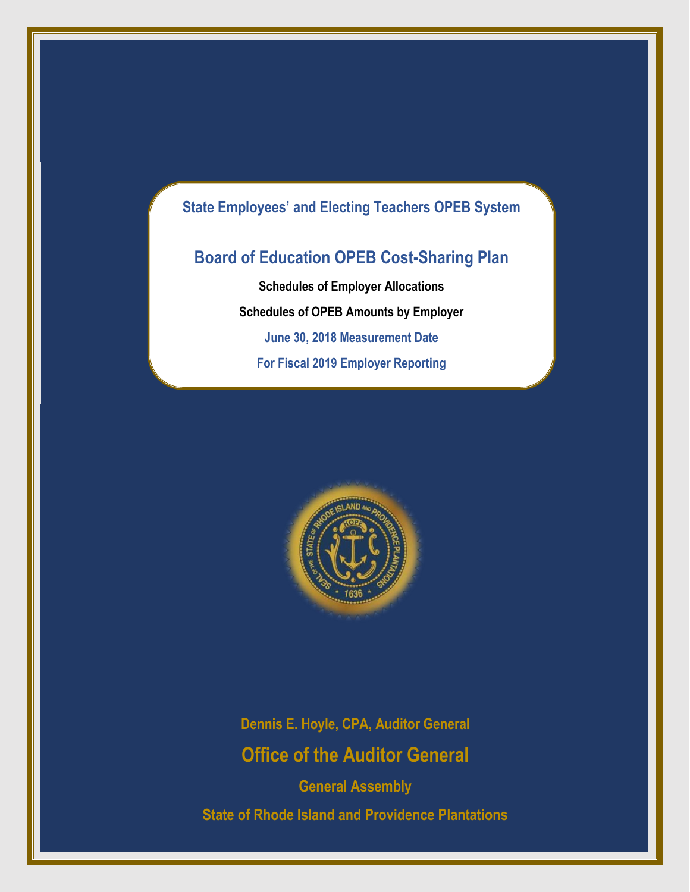## State Employees' and Electing Teachers OPEB System

# Board of Education OPEB Cost-Sharing Plan

**Schedules of Employer Allocations**

**Schedules of OPEB Amounts by Employer**

**June 30, 2018 Measurement Date**

**For Fiscal 2019 Employer Reporting**

**Dennis E. Hoyle, CPA, Auditor General**

## Office of the Auditor General

**General Assembly**

**State of Rhode Island and Providence Plantations**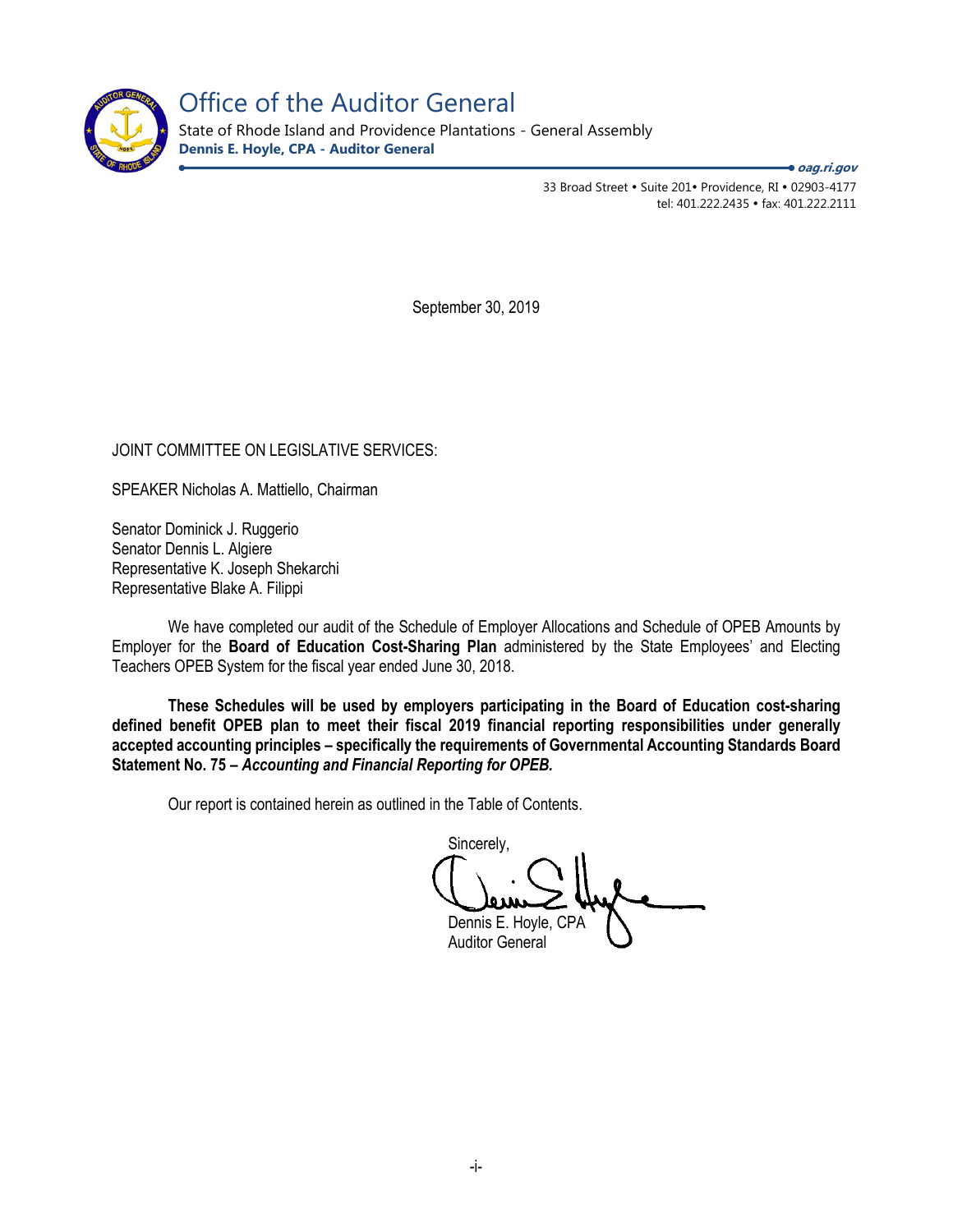# Office of the Auditor General

State of Rhode Island and Providence Plantations - General Assembly

**Dennis E. Hoyle, CPA - Auditor General**

***oag.ri.gov***

33 Broad Street • Suite 201• Providence, RI • 02903-4177
tel: 401.222.2435 • fax: 401.222.2111

September 30, 2019

JOINT COMMITTEE ON LEGISLATIVE SERVICES:

SPEAKER Nicholas A. Mattiello, Chairman

Senator Dominick J. Ruggerio
Senator Dennis L. Algiere
Representative K. Joseph Shekarchi
Representative Blake A. Filippi

We have completed our audit of the Schedule of Employer Allocations and Schedule of OPEB Amounts by Employer for the **Board of Education Cost-Sharing Plan** administered by the State Employees' and Electing Teachers OPEB System for the fiscal year ended June 30, 2018.

**These Schedules will be used by employers participating in the Board of Education cost-sharing defined benefit OPEB plan to meet their fiscal 2019 financial reporting responsibilities under generally accepted accounting principles – specifically the requirements of Governmental Accounting Standards Board Statement No. 75 – *Accounting and Financial Reporting for OPEB.***

Our report is contained herein as outlined in the Table of Contents.

Sincerely,

Dennis E. Hoyle, CPA
Auditor General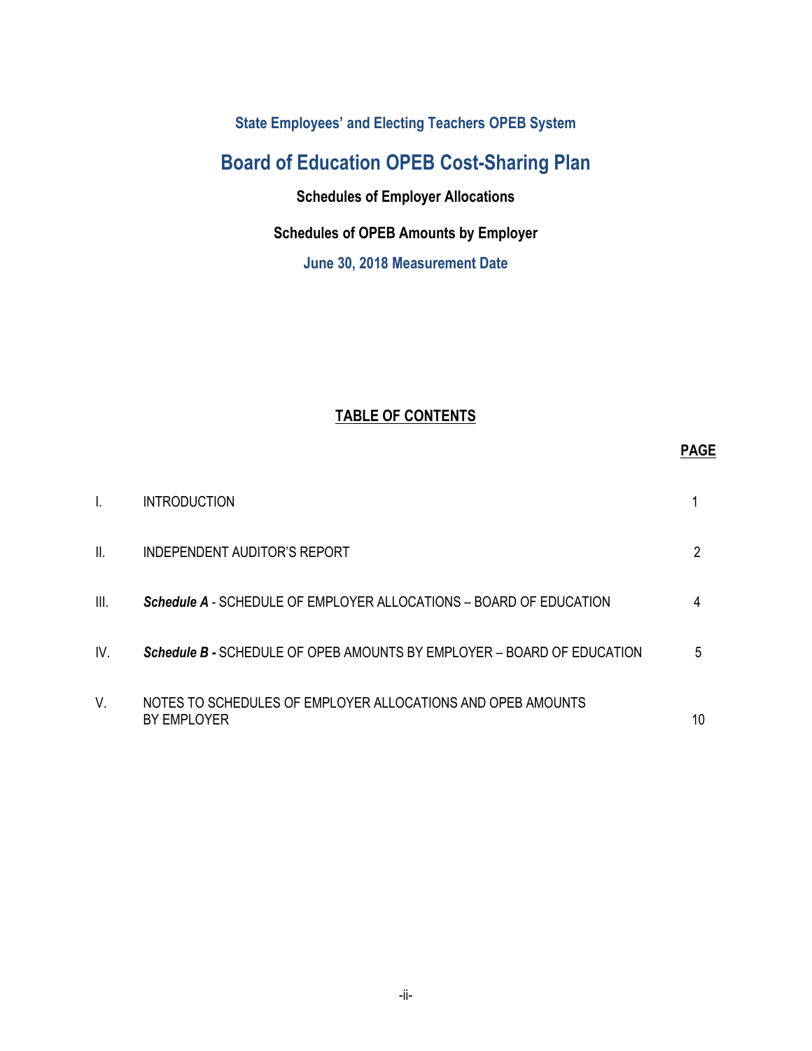### State Employees' and Electing Teachers OPEB System

# Board of Education OPEB Cost-Sharing Plan

**Schedules of Employer Allocations**

**Schedules of OPEB Amounts by Employer**

**June 30, 2018 Measurement Date**

## TABLE OF CONTENTS

| | | PAGE |
|---|---|---|
| I. | INTRODUCTION | 1 |
| II. | INDEPENDENT AUDITOR'S REPORT | 2 |
| III. | ***Schedule A*** - SCHEDULE OF EMPLOYER ALLOCATIONS – BOARD OF EDUCATION | 4 |
| IV. | ***Schedule B -*** SCHEDULE OF OPEB AMOUNTS BY EMPLOYER – BOARD OF EDUCATION | 5 |
| V. | NOTES TO SCHEDULES OF EMPLOYER ALLOCATIONS AND OPEB AMOUNTS BY EMPLOYER | 10 |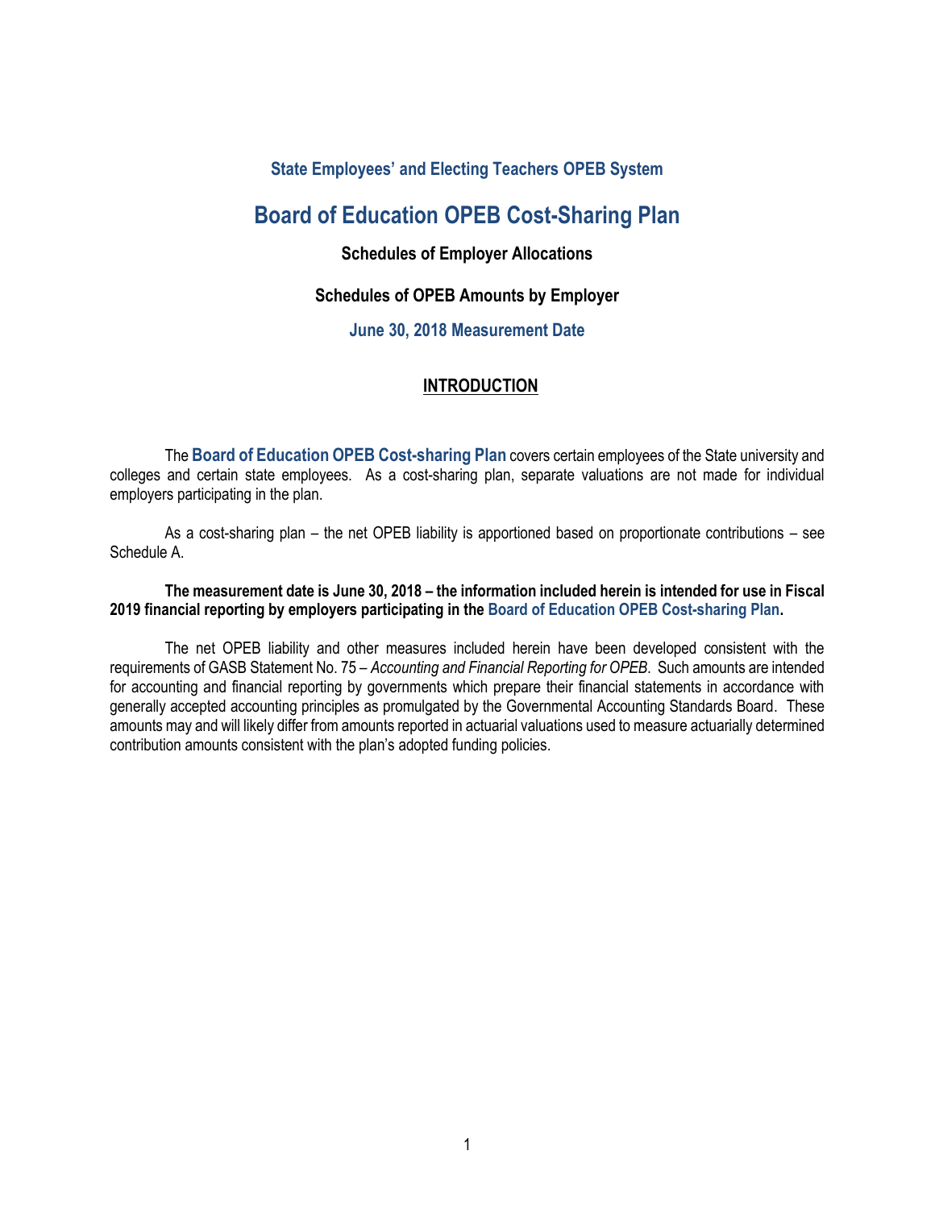### State Employees' and Electing Teachers OPEB System

# Board of Education OPEB Cost-Sharing Plan

### Schedules of Employer Allocations

### Schedules of OPEB Amounts by Employer

### June 30, 2018 Measurement Date

## INTRODUCTION

The **Board of Education OPEB Cost-sharing Plan** covers certain employees of the State university and colleges and certain state employees. As a cost-sharing plan, separate valuations are not made for individual employers participating in the plan.

As a cost-sharing plan – the net OPEB liability is apportioned based on proportionate contributions – see Schedule A.

**The measurement date is June 30, 2018 – the information included herein is intended for use in Fiscal 2019 financial reporting by employers participating in the Board of Education OPEB Cost-sharing Plan.**

The net OPEB liability and other measures included herein have been developed consistent with the requirements of GASB Statement No. 75 – *Accounting and Financial Reporting for OPEB*. Such amounts are intended for accounting and financial reporting by governments which prepare their financial statements in accordance with generally accepted accounting principles as promulgated by the Governmental Accounting Standards Board. These amounts may and will likely differ from amounts reported in actuarial valuations used to measure actuarially determined contribution amounts consistent with the plan's adopted funding policies.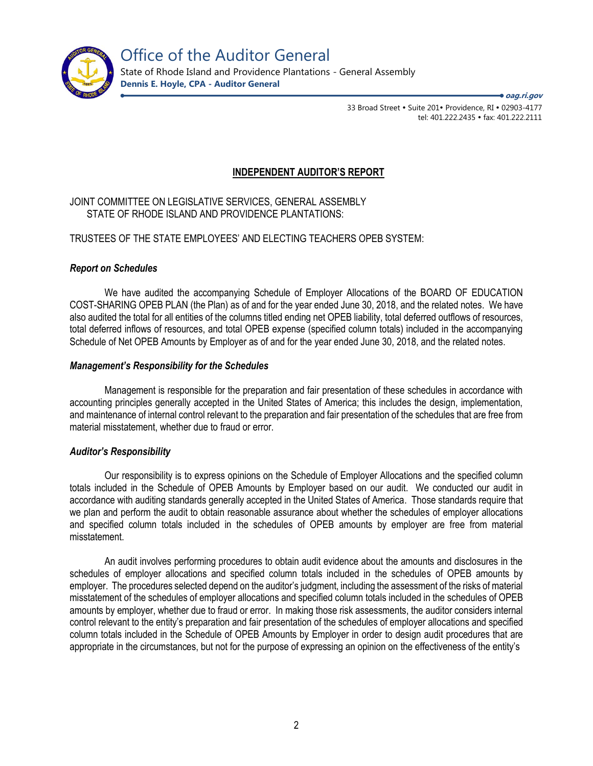# Office of the Auditor General

State of Rhode Island and Providence Plantations - General Assembly

**Dennis E. Hoyle, CPA - Auditor General**

***oag.ri.gov***

33 Broad Street • Suite 201• Providence, RI • 02903-4177
tel: 401.222.2435 • fax: 401.222.2111

## INDEPENDENT AUDITOR'S REPORT

JOINT COMMITTEE ON LEGISLATIVE SERVICES, GENERAL ASSEMBLY
STATE OF RHODE ISLAND AND PROVIDENCE PLANTATIONS:

TRUSTEES OF THE STATE EMPLOYEES' AND ELECTING TEACHERS OPEB SYSTEM:

### *Report on Schedules*

We have audited the accompanying Schedule of Employer Allocations of the BOARD OF EDUCATION COST-SHARING OPEB PLAN (the Plan) as of and for the year ended June 30, 2018, and the related notes. We have also audited the total for all entities of the columns titled ending net OPEB liability, total deferred outflows of resources, total deferred inflows of resources, and total OPEB expense (specified column totals) included in the accompanying Schedule of Net OPEB Amounts by Employer as of and for the year ended June 30, 2018, and the related notes.

### *Management's Responsibility for the Schedules*

Management is responsible for the preparation and fair presentation of these schedules in accordance with accounting principles generally accepted in the United States of America; this includes the design, implementation, and maintenance of internal control relevant to the preparation and fair presentation of the schedules that are free from material misstatement, whether due to fraud or error.

### *Auditor's Responsibility*

Our responsibility is to express opinions on the Schedule of Employer Allocations and the specified column totals included in the Schedule of OPEB Amounts by Employer based on our audit. We conducted our audit in accordance with auditing standards generally accepted in the United States of America. Those standards require that we plan and perform the audit to obtain reasonable assurance about whether the schedules of employer allocations and specified column totals included in the schedules of OPEB amounts by employer are free from material misstatement.

An audit involves performing procedures to obtain audit evidence about the amounts and disclosures in the schedules of employer allocations and specified column totals included in the schedules of OPEB amounts by employer. The procedures selected depend on the auditor's judgment, including the assessment of the risks of material misstatement of the schedules of employer allocations and specified column totals included in the schedules of OPEB amounts by employer, whether due to fraud or error. In making those risk assessments, the auditor considers internal control relevant to the entity's preparation and fair presentation of the schedules of employer allocations and specified column totals included in the Schedule of OPEB Amounts by Employer in order to design audit procedures that are appropriate in the circumstances, but not for the purpose of expressing an opinion on the effectiveness of the entity's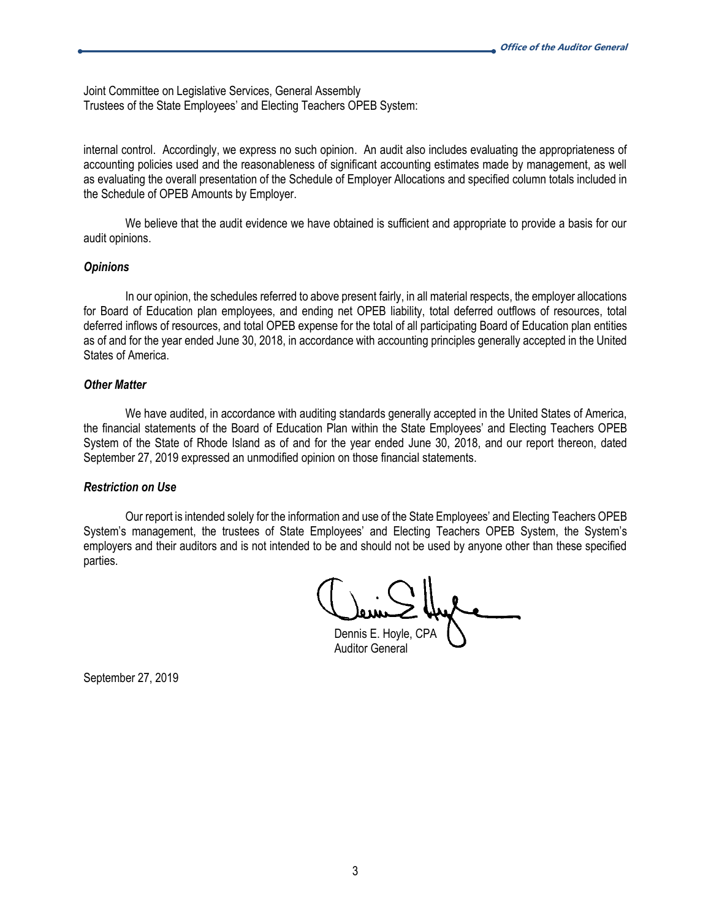Joint Committee on Legislative Services, General Assembly
Trustees of the State Employees' and Electing Teachers OPEB System:

internal control. Accordingly, we express no such opinion. An audit also includes evaluating the appropriateness of accounting policies used and the reasonableness of significant accounting estimates made by management, as well as evaluating the overall presentation of the Schedule of Employer Allocations and specified column totals included in the Schedule of OPEB Amounts by Employer.

We believe that the audit evidence we have obtained is sufficient and appropriate to provide a basis for our audit opinions.

### *Opinions*

In our opinion, the schedules referred to above present fairly, in all material respects, the employer allocations for Board of Education plan employees, and ending net OPEB liability, total deferred outflows of resources, total deferred inflows of resources, and total OPEB expense for the total of all participating Board of Education plan entities as of and for the year ended June 30, 2018, in accordance with accounting principles generally accepted in the United States of America.

### *Other Matter*

We have audited, in accordance with auditing standards generally accepted in the United States of America, the financial statements of the Board of Education Plan within the State Employees' and Electing Teachers OPEB System of the State of Rhode Island as of and for the year ended June 30, 2018, and our report thereon, dated September 27, 2019 expressed an unmodified opinion on those financial statements.

### *Restriction on Use*

Our report is intended solely for the information and use of the State Employees' and Electing Teachers OPEB System's management, the trustees of State Employees' and Electing Teachers OPEB System, the System's employers and their auditors and is not intended to be and should not be used by anyone other than these specified parties.

Dennis E. Hoyle, CPA
Auditor General

September 27, 2019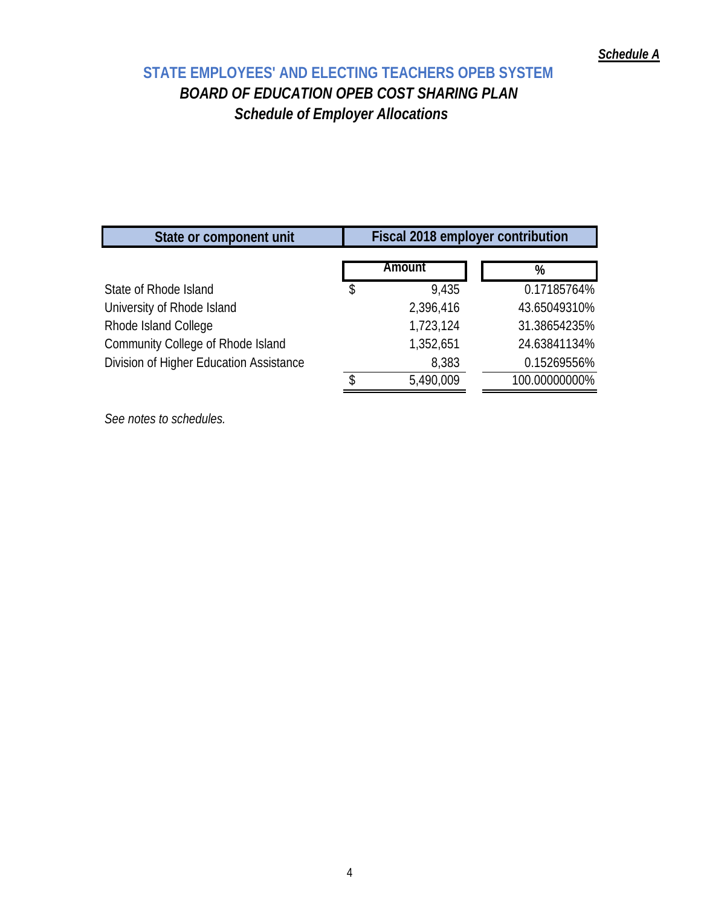*Schedule A*

# STATE EMPLOYEES' AND ELECTING TEACHERS OPEB SYSTEM

## *BOARD OF EDUCATION OPEB COST SHARING PLAN*

### *Schedule of Employer Allocations*

| State or component unit | Fiscal 2018 employer contribution | |
|---|---|---|
| | Amount | % |
| State of Rhode Island | $ 9,435 | 0.17185764% |
| University of Rhode Island | 2,396,416 | 43.65049310% |
| Rhode Island College | 1,723,124 | 31.38654235% |
| Community College of Rhode Island | 1,352,651 | 24.63841134% |
| Division of Higher Education Assistance | 8,383 | 0.15269556% |
| | $ 5,490,009 | 100.00000000% |

*See notes to schedules.*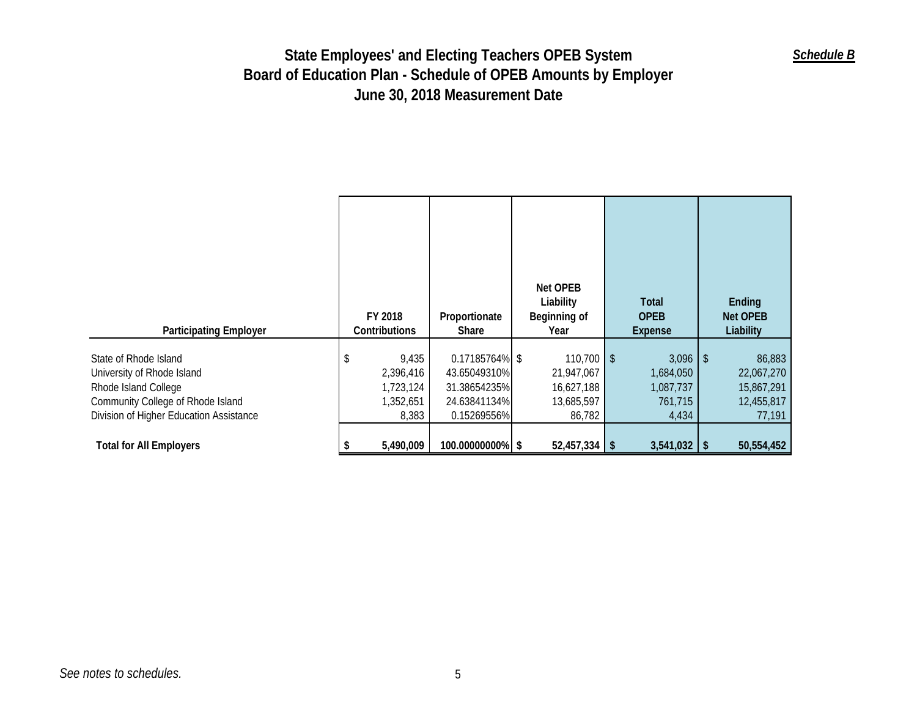*Schedule B*

# State Employees' and Electing Teachers OPEB System
## Board of Education Plan - Schedule of OPEB Amounts by Employer
## June 30, 2018 Measurement Date

| Participating Employer | FY 2018 Contributions | Proportionate Share | Net OPEB Liability Beginning of Year | Total OPEB Expense | Ending Net OPEB Liability |
|---|---|---|---|---|---|
| State of Rhode Island | $ 9,435 | 0.17185764% | $ 110,700 | $ 3,096 | $ 86,883 |
| University of Rhode Island | 2,396,416 | 43.65049310% | 21,947,067 | 1,684,050 | 22,067,270 |
| Rhode Island College | 1,723,124 | 31.38654235% | 16,627,188 | 1,087,737 | 15,867,291 |
| Community College of Rhode Island | 1,352,651 | 24.63841134% | 13,685,597 | 761,715 | 12,455,817 |
| Division of Higher Education Assistance | 8,383 | 0.15269556% | 86,782 | 4,434 | 77,191 |
| **Total for All Employers** | **$ 5,490,009** | **100.00000000%** | **$ 52,457,334** | **$ 3,541,032** | **$ 50,554,452** |

*See notes to schedules.*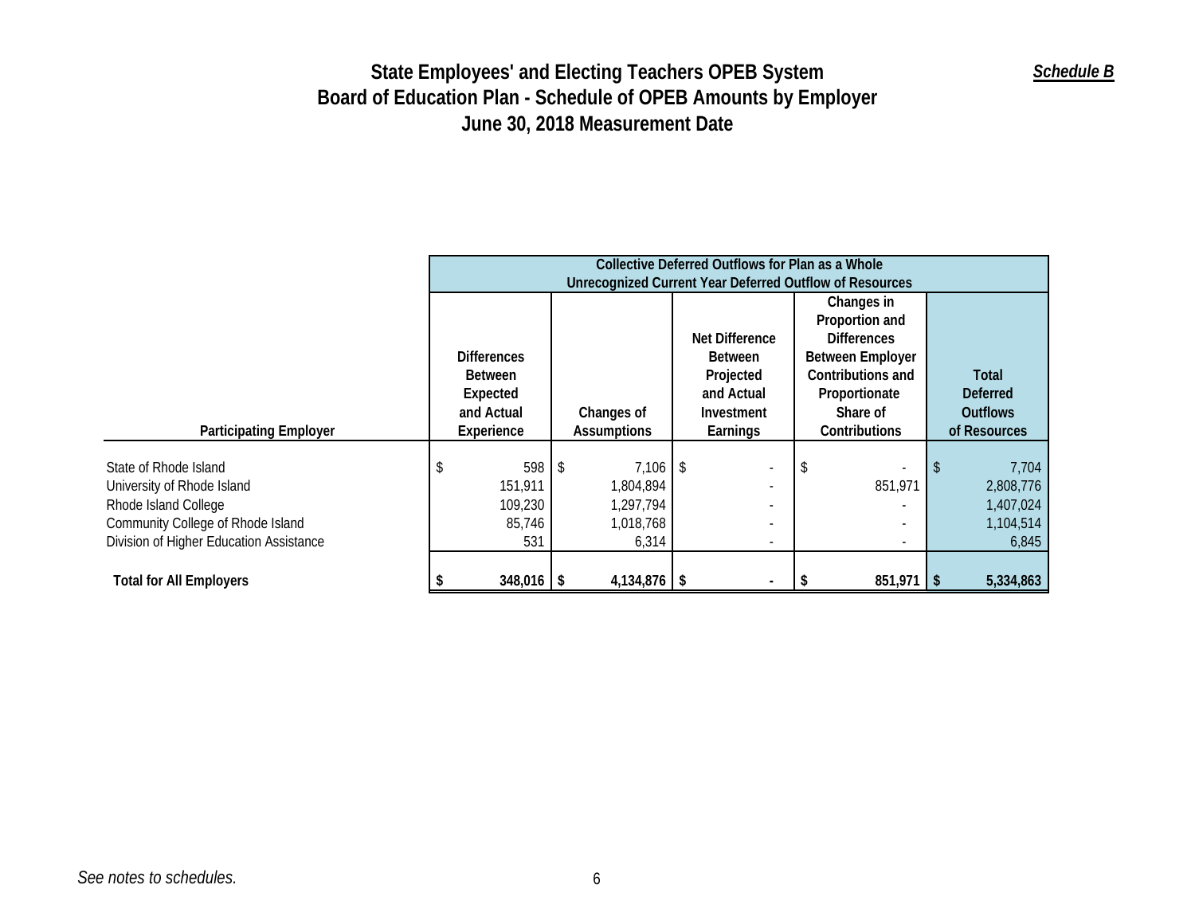# State Employees' and Electing Teachers OPEB System
# Board of Education Plan - Schedule of OPEB Amounts by Employer
# June 30, 2018 Measurement Date

***Schedule B***

| Participating Employer | Collective Deferred Outflows for Plan as a Whole Unrecognized Current Year Deferred Outflow of Resources | | | | |
|---|---|---|---|---|---|
| | Differences Between Expected and Actual Experience | Changes of Assumptions | Net Difference Between Projected and Actual Investment Earnings | Changes in Proportion and Differences Between Employer Contributions and Proportionate Share of Contributions | Total Deferred Outflows of Resources |
| State of Rhode Island | $ 598 | $ 7,106 | $ - | $ - | $ 7,704 |
| University of Rhode Island | 151,911 | 1,804,894 | - | 851,971 | 2,808,776 |
| Rhode Island College | 109,230 | 1,297,794 | - | - | 1,407,024 |
| Community College of Rhode Island | 85,746 | 1,018,768 | - | - | 1,104,514 |
| Division of Higher Education Assistance | 531 | 6,314 | - | - | 6,845 |
| **Total for All Employers** | **$ 348,016** | **$ 4,134,876** | **$ -** | **$ 851,971** | **$ 5,334,863** |

*See notes to schedules.*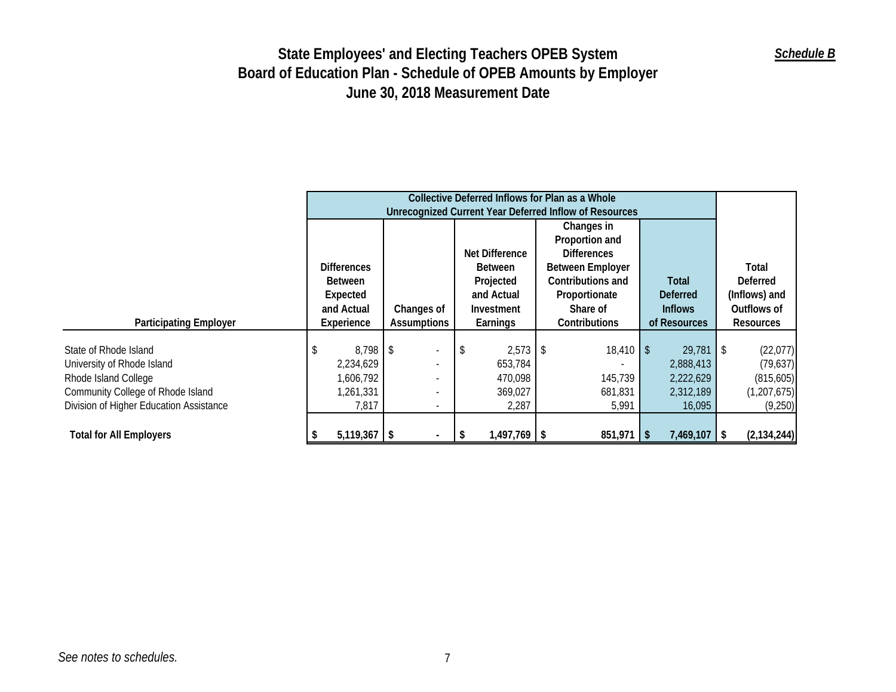*Schedule B*

# State Employees' and Electing Teachers OPEB System
## Board of Education Plan - Schedule of OPEB Amounts by Employer
## June 30, 2018 Measurement Date

| Participating Employer | Collective Deferred Inflows for Plan as a Whole Unrecognized Current Year Deferred Inflow of Resources | | | | | |
|---|---|---|---|---|---|---|
| | Differences Between Expected and Actual Experience | Changes of Assumptions | Net Difference Between Projected and Actual Investment Earnings | Changes in Proportion and Differences Between Employer Contributions and Proportionate Share of Contributions | Total Deferred Inflows of Resources | Total Deferred (Inflows) and Outflows of Resources |
| State of Rhode Island | $ 8,798 | $ - | $ 2,573 | $ 18,410 | $ 29,781 | $ (22,077) |
| University of Rhode Island | 2,234,629 | - | 653,784 | - | 2,888,413 | (79,637) |
| Rhode Island College | 1,606,792 | - | 470,098 | 145,739 | 2,222,629 | (815,605) |
| Community College of Rhode Island | 1,261,331 | - | 369,027 | 681,831 | 2,312,189 | (1,207,675) |
| Division of Higher Education Assistance | 7,817 | - | 2,287 | 5,991 | 16,095 | (9,250) |
| **Total for All Employers** | **$ 5,119,367** | **$ -** | **$ 1,497,769** | **$ 851,971** | **$ 7,469,107** | **$ (2,134,244)** |

*See notes to schedules.*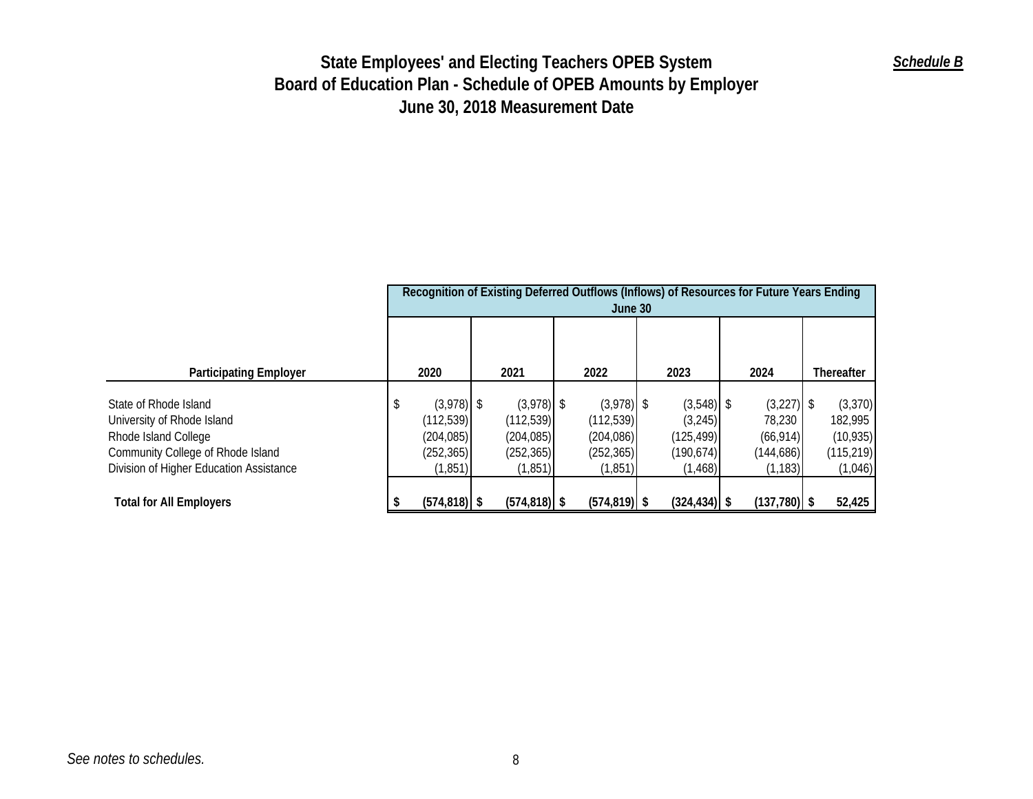# State Employees' and Electing Teachers OPEB System
## Board of Education Plan - Schedule of OPEB Amounts by Employer
## June 30, 2018 Measurement Date

*Schedule B*

| Participating Employer | Recognition of Existing Deferred Outflows (Inflows) of Resources for Future Years Ending June 30 | | | | | |
|---|---|---|---|---|---|---|
| | 2020 | 2021 | 2022 | 2023 | 2024 | Thereafter |
| State of Rhode Island | $ (3,978) | $ (3,978) | $ (3,978) | $ (3,548) | $ (3,227) | $ (3,370) |
| University of Rhode Island | (112,539) | (112,539) | (112,539) | (3,245) | 78,230 | 182,995 |
| Rhode Island College | (204,085) | (204,085) | (204,086) | (125,499) | (66,914) | (10,935) |
| Community College of Rhode Island | (252,365) | (252,365) | (252,365) | (190,674) | (144,686) | (115,219) |
| Division of Higher Education Assistance | (1,851) | (1,851) | (1,851) | (1,468) | (1,183) | (1,046) |
| **Total for All Employers** | **$ (574,818)** | **$ (574,818)** | **$ (574,819)** | **$ (324,434)** | **$ (137,780)** | **$ 52,425** |

*See notes to schedules.*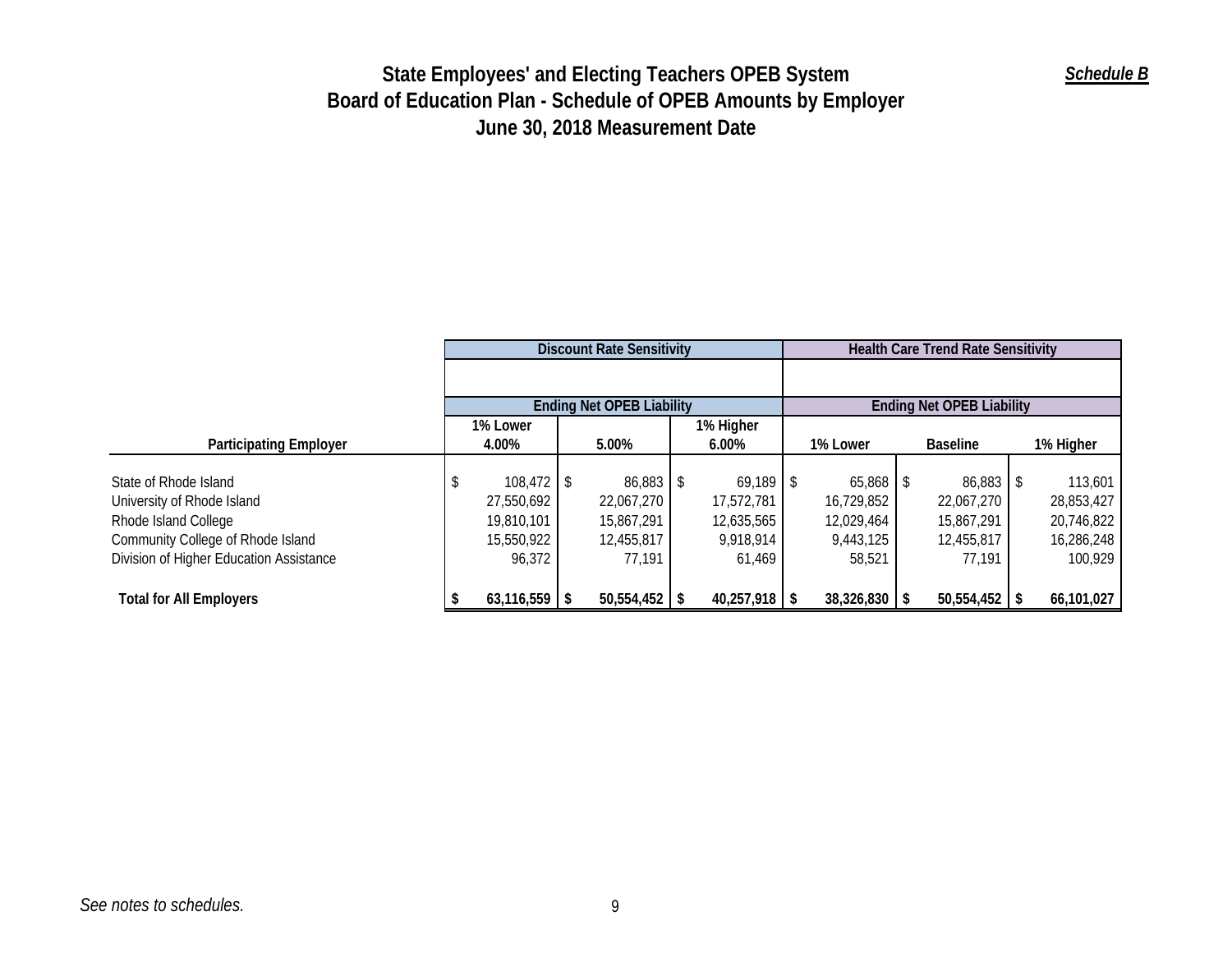# State Employees' and Electing Teachers OPEB System
## Board of Education Plan - Schedule of OPEB Amounts by Employer
## June 30, 2018 Measurement Date

*Schedule B*

| | Discount Rate Sensitivity | | | Health Care Trend Rate Sensitivity | | |
|---|---|---|---|---|---|---|
| | Ending Net OPEB Liability | | | Ending Net OPEB Liability | | |
| **Participating Employer** | **1% Lower 4.00%** | **5.00%** | **1% Higher 6.00%** | **1% Lower** | **Baseline** | **1% Higher** |
| State of Rhode Island | $ 108,472 | $ 86,883 | $ 69,189 | $ 65,868 | $ 86,883 | $ 113,601 |
| University of Rhode Island | 27,550,692 | 22,067,270 | 17,572,781 | 16,729,852 | 22,067,270 | 28,853,427 |
| Rhode Island College | 19,810,101 | 15,867,291 | 12,635,565 | 12,029,464 | 15,867,291 | 20,746,822 |
| Community College of Rhode Island | 15,550,922 | 12,455,817 | 9,918,914 | 9,443,125 | 12,455,817 | 16,286,248 |
| Division of Higher Education Assistance | 96,372 | 77,191 | 61,469 | 58,521 | 77,191 | 100,929 |
| **Total for All Employers** | **$ 63,116,559** | **$ 50,554,452** | **$ 40,257,918** | **$ 38,326,830** | **$ 50,554,452** | **$ 66,101,027** |

*See notes to schedules.*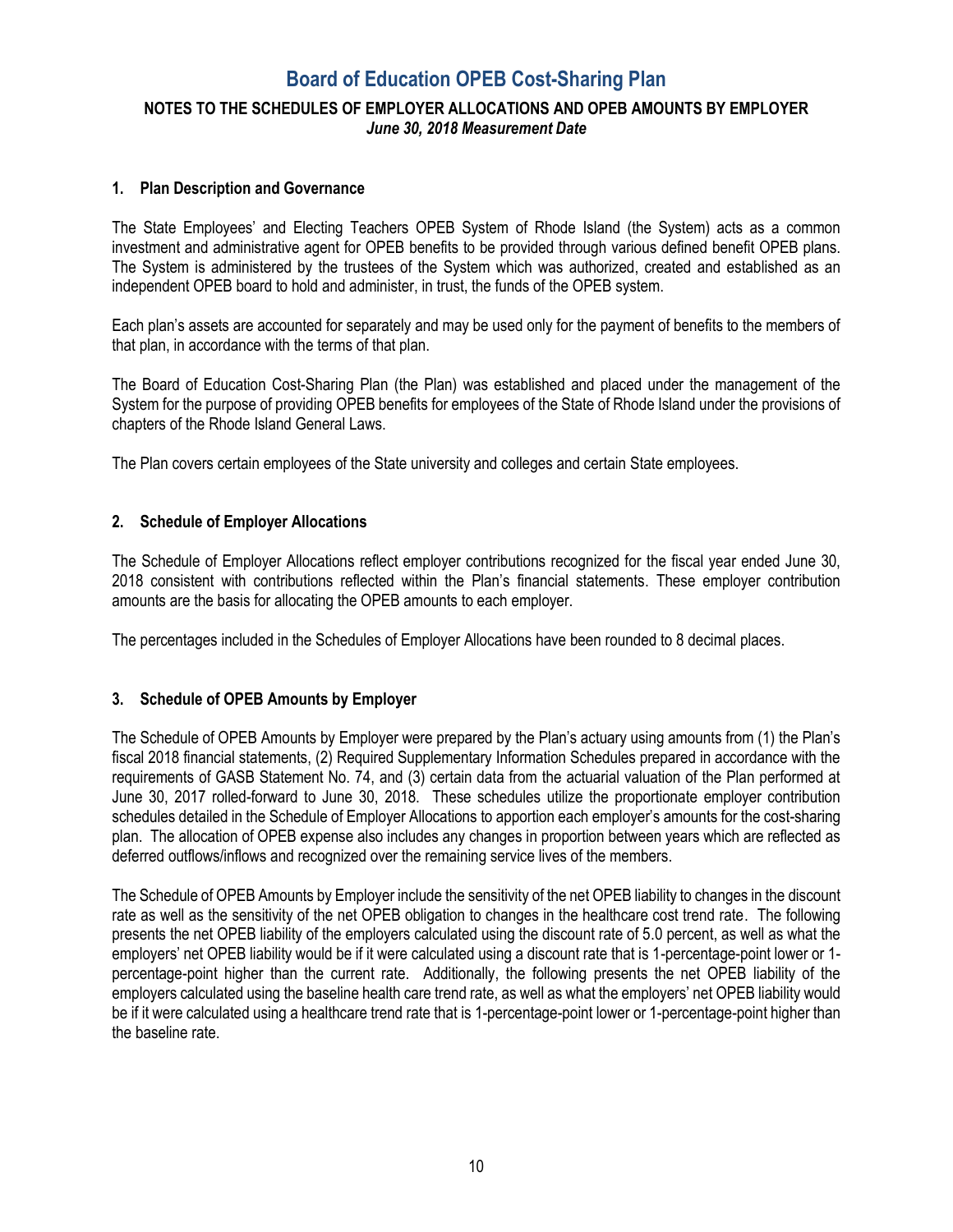# Board of Education OPEB Cost-Sharing Plan

## NOTES TO THE SCHEDULES OF EMPLOYER ALLOCATIONS AND OPEB AMOUNTS BY EMPLOYER

***June 30, 2018 Measurement Date***

### 1. Plan Description and Governance

The State Employees' and Electing Teachers OPEB System of Rhode Island (the System) acts as a common investment and administrative agent for OPEB benefits to be provided through various defined benefit OPEB plans. The System is administered by the trustees of the System which was authorized, created and established as an independent OPEB board to hold and administer, in trust, the funds of the OPEB system.

Each plan's assets are accounted for separately and may be used only for the payment of benefits to the members of that plan, in accordance with the terms of that plan.

The Board of Education Cost-Sharing Plan (the Plan) was established and placed under the management of the System for the purpose of providing OPEB benefits for employees of the State of Rhode Island under the provisions of chapters of the Rhode Island General Laws.

The Plan covers certain employees of the State university and colleges and certain State employees.

### 2. Schedule of Employer Allocations

The Schedule of Employer Allocations reflect employer contributions recognized for the fiscal year ended June 30, 2018 consistent with contributions reflected within the Plan's financial statements. These employer contribution amounts are the basis for allocating the OPEB amounts to each employer.

The percentages included in the Schedules of Employer Allocations have been rounded to 8 decimal places.

### 3. Schedule of OPEB Amounts by Employer

The Schedule of OPEB Amounts by Employer were prepared by the Plan's actuary using amounts from (1) the Plan's fiscal 2018 financial statements, (2) Required Supplementary Information Schedules prepared in accordance with the requirements of GASB Statement No. 74, and (3) certain data from the actuarial valuation of the Plan performed at June 30, 2017 rolled-forward to June 30, 2018. These schedules utilize the proportionate employer contribution schedules detailed in the Schedule of Employer Allocations to apportion each employer's amounts for the cost-sharing plan. The allocation of OPEB expense also includes any changes in proportion between years which are reflected as deferred outflows/inflows and recognized over the remaining service lives of the members.

The Schedule of OPEB Amounts by Employer include the sensitivity of the net OPEB liability to changes in the discount rate as well as the sensitivity of the net OPEB obligation to changes in the healthcare cost trend rate. The following presents the net OPEB liability of the employers calculated using the discount rate of 5.0 percent, as well as what the employers' net OPEB liability would be if it were calculated using a discount rate that is 1-percentage-point lower or 1-percentage-point higher than the current rate. Additionally, the following presents the net OPEB liability of the employers calculated using the baseline health care trend rate, as well as what the employers' net OPEB liability would be if it were calculated using a healthcare trend rate that is 1-percentage-point lower or 1-percentage-point higher than the baseline rate.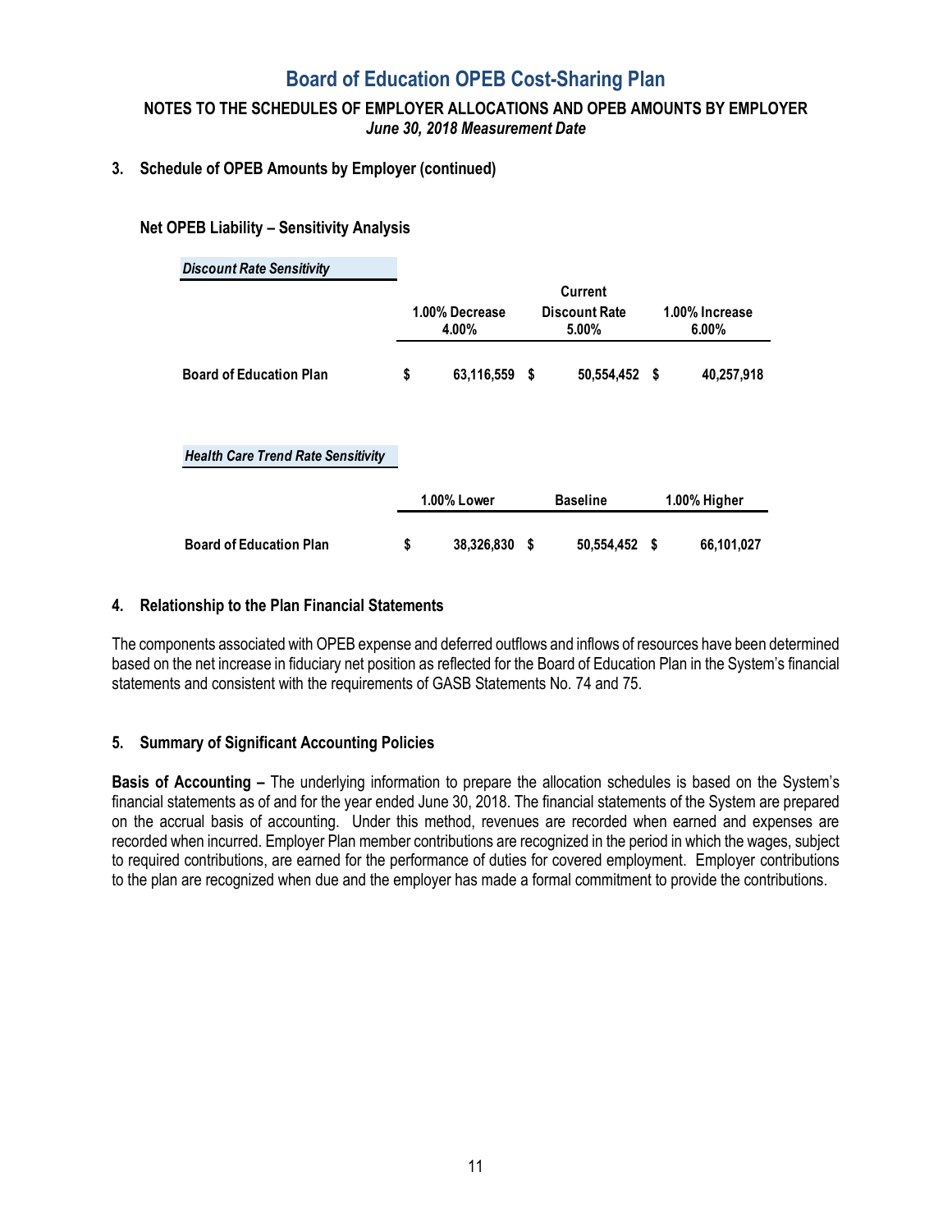# Board of Education OPEB Cost-Sharing Plan

**NOTES TO THE SCHEDULES OF EMPLOYER ALLOCATIONS AND OPEB AMOUNTS BY EMPLOYER**
*June 30, 2018 Measurement Date*

## 3. Schedule of OPEB Amounts by Employer (continued)

### Net OPEB Liability – Sensitivity Analysis

***Discount Rate Sensitivity***

| | 1.00% Decrease 4.00% | Current Discount Rate 5.00% | 1.00% Increase 6.00% |
|---|---|---|---|
| **Board of Education Plan** | $ 63,116,559 | $ 50,554,452 | $ 40,257,918 |

***Health Care Trend Rate Sensitivity***

| | 1.00% Lower | Baseline | 1.00% Higher |
|---|---|---|---|
| **Board of Education Plan** | $ 38,326,830 | $ 50,554,452 | $ 66,101,027 |

## 4. Relationship to the Plan Financial Statements

The components associated with OPEB expense and deferred outflows and inflows of resources have been determined based on the net increase in fiduciary net position as reflected for the Board of Education Plan in the System's financial statements and consistent with the requirements of GASB Statements No. 74 and 75.

## 5. Summary of Significant Accounting Policies

**Basis of Accounting –** The underlying information to prepare the allocation schedules is based on the System's financial statements as of and for the year ended June 30, 2018. The financial statements of the System are prepared on the accrual basis of accounting. Under this method, revenues are recorded when earned and expenses are recorded when incurred. Employer Plan member contributions are recognized in the period in which the wages, subject to required contributions, are earned for the performance of duties for covered employment. Employer contributions to the plan are recognized when due and the employer has made a formal commitment to provide the contributions.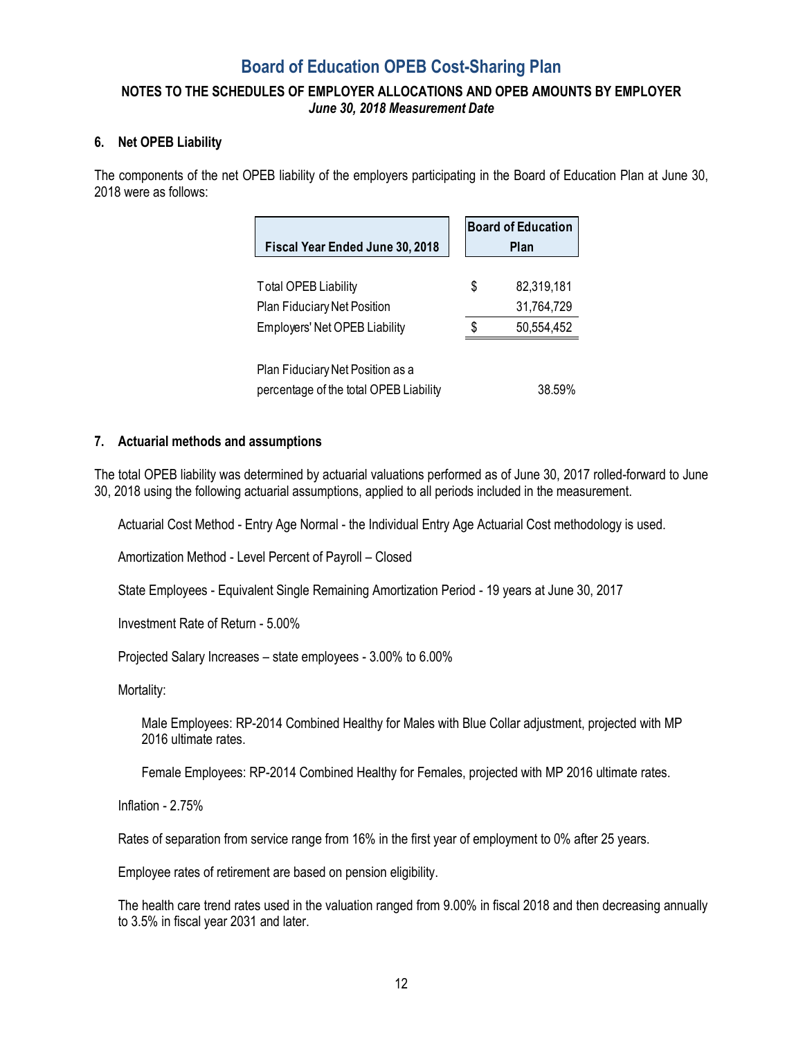# Board of Education OPEB Cost-Sharing Plan

## NOTES TO THE SCHEDULES OF EMPLOYER ALLOCATIONS AND OPEB AMOUNTS BY EMPLOYER

### *June 30, 2018 Measurement Date*

### 6. Net OPEB Liability

The components of the net OPEB liability of the employers participating in the Board of Education Plan at June 30, 2018 were as follows:

| Fiscal Year Ended June 30, 2018 | Board of Education Plan |
|---|---|
| Total OPEB Liability | $ 82,319,181 |
| Plan Fiduciary Net Position | 31,764,729 |
| Employers' Net OPEB Liability | $ 50,554,452 |
| | |
| Plan Fiduciary Net Position as a percentage of the total OPEB Liability | 38.59% |

### 7. Actuarial methods and assumptions

The total OPEB liability was determined by actuarial valuations performed as of June 30, 2017 rolled-forward to June 30, 2018 using the following actuarial assumptions, applied to all periods included in the measurement.

Actuarial Cost Method - Entry Age Normal - the Individual Entry Age Actuarial Cost methodology is used.

Amortization Method - Level Percent of Payroll – Closed

State Employees - Equivalent Single Remaining Amortization Period - 19 years at June 30, 2017

Investment Rate of Return - 5.00%

Projected Salary Increases – state employees - 3.00% to 6.00%

Mortality:

Male Employees: RP-2014 Combined Healthy for Males with Blue Collar adjustment, projected with MP 2016 ultimate rates.

Female Employees: RP-2014 Combined Healthy for Females, projected with MP 2016 ultimate rates.

Inflation - 2.75%

Rates of separation from service range from 16% in the first year of employment to 0% after 25 years.

Employee rates of retirement are based on pension eligibility.

The health care trend rates used in the valuation ranged from 9.00% in fiscal 2018 and then decreasing annually to 3.5% in fiscal year 2031 and later.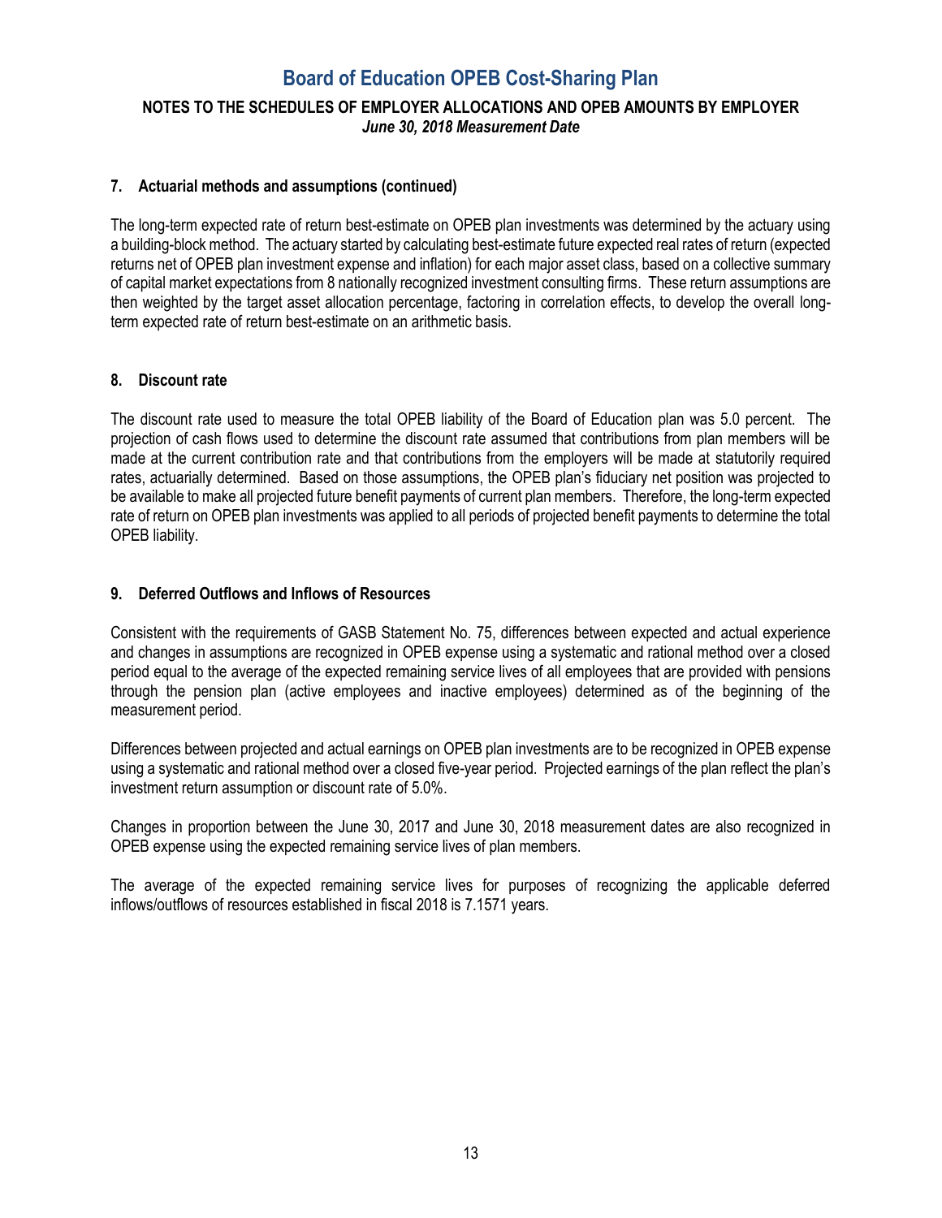# Board of Education OPEB Cost-Sharing Plan

**NOTES TO THE SCHEDULES OF EMPLOYER ALLOCATIONS AND OPEB AMOUNTS BY EMPLOYER**
***June 30, 2018 Measurement Date***

### 7. Actuarial methods and assumptions (continued)

The long-term expected rate of return best-estimate on OPEB plan investments was determined by the actuary using a building-block method. The actuary started by calculating best-estimate future expected real rates of return (expected returns net of OPEB plan investment expense and inflation) for each major asset class, based on a collective summary of capital market expectations from 8 nationally recognized investment consulting firms. These return assumptions are then weighted by the target asset allocation percentage, factoring in correlation effects, to develop the overall long-term expected rate of return best-estimate on an arithmetic basis.

### 8. Discount rate

The discount rate used to measure the total OPEB liability of the Board of Education plan was 5.0 percent. The projection of cash flows used to determine the discount rate assumed that contributions from plan members will be made at the current contribution rate and that contributions from the employers will be made at statutorily required rates, actuarially determined. Based on those assumptions, the OPEB plan's fiduciary net position was projected to be available to make all projected future benefit payments of current plan members. Therefore, the long-term expected rate of return on OPEB plan investments was applied to all periods of projected benefit payments to determine the total OPEB liability.

### 9. Deferred Outflows and Inflows of Resources

Consistent with the requirements of GASB Statement No. 75, differences between expected and actual experience and changes in assumptions are recognized in OPEB expense using a systematic and rational method over a closed period equal to the average of the expected remaining service lives of all employees that are provided with pensions through the pension plan (active employees and inactive employees) determined as of the beginning of the measurement period.

Differences between projected and actual earnings on OPEB plan investments are to be recognized in OPEB expense using a systematic and rational method over a closed five-year period. Projected earnings of the plan reflect the plan's investment return assumption or discount rate of 5.0%.

Changes in proportion between the June 30, 2017 and June 30, 2018 measurement dates are also recognized in OPEB expense using the expected remaining service lives of plan members.

The average of the expected remaining service lives for purposes of recognizing the applicable deferred inflows/outflows of resources established in fiscal 2018 is 7.1571 years.